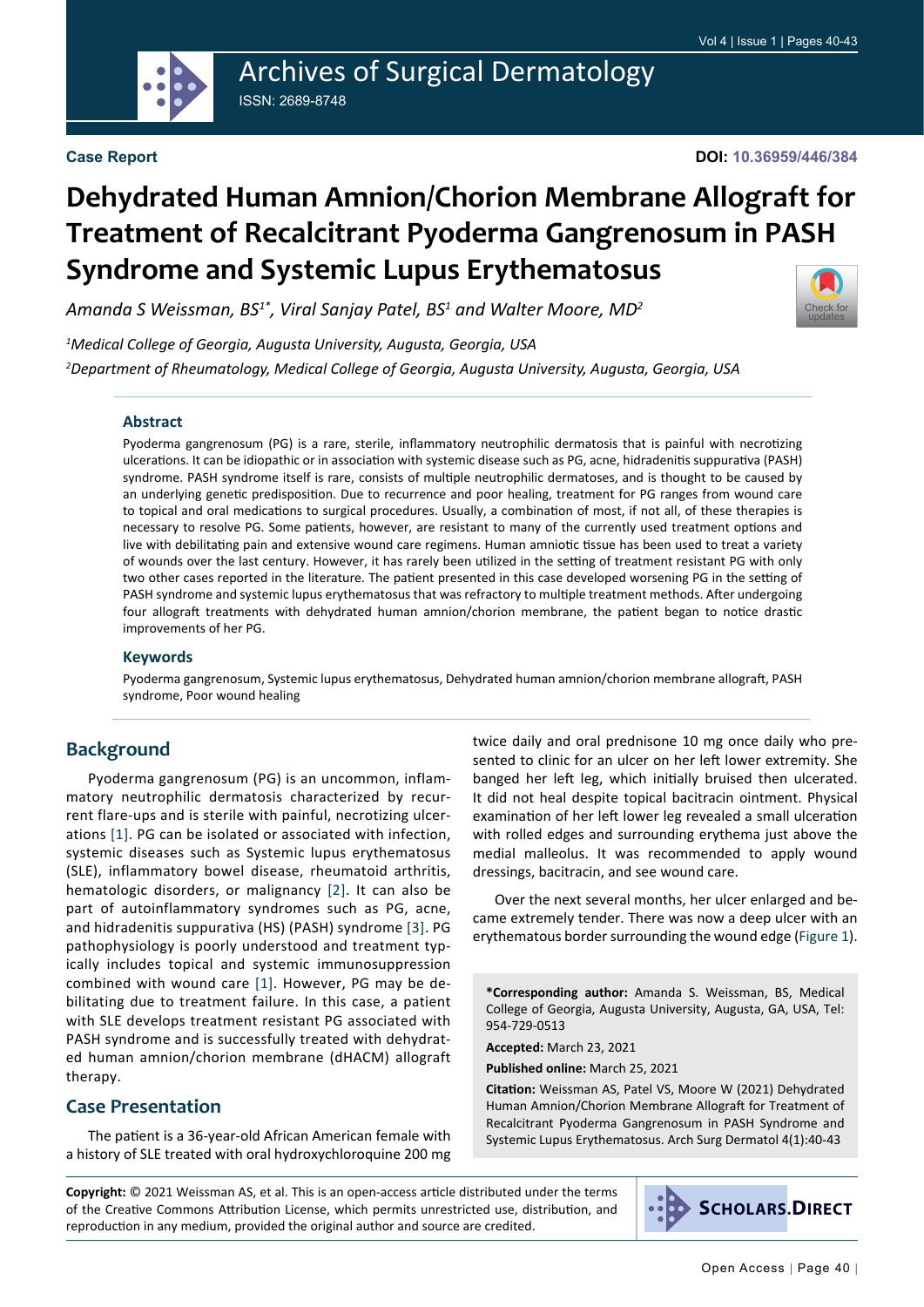Case Report

DOI: 10.36959/446/384

# Dehydrated Human Amnion/Chorion Membrane Allograft for Treatment of Recalcitrant Pyoderma Gangrenosum in PASH Syndrome and Systemic Lupus Erythematosus

*Amanda S Weissman, BS[1*], Viral Sanjay Patel, BS[1] and Walter Moore, MD[2]*

[1]*Medical College of Georgia, Augusta University, Augusta, Georgia, USA*

[2]*Department of Rheumatology, Medical College of Georgia, Augusta University, Augusta, Georgia, USA*

### Abstract

Pyoderma gangrenosum (PG) is a rare, sterile, inflammatory neutrophilic dermatosis that is painful with necrotizing ulcerations. It can be idiopathic or in association with systemic disease such as PG, acne, hidradenitis suppurativa (PASH) syndrome. PASH syndrome itself is rare, consists of multiple neutrophilic dermatoses, and is thought to be caused by an underlying genetic predisposition. Due to recurrence and poor healing, treatment for PG ranges from wound care to topical and oral medications to surgical procedures. Usually, a combination of most, if not all, of these therapies is necessary to resolve PG. Some patients, however, are resistant to many of the currently used treatment options and live with debilitating pain and extensive wound care regimens. Human amniotic tissue has been used to treat a variety of wounds over the last century. However, it has rarely been utilized in the setting of treatment resistant PG with only two other cases reported in the literature. The patient presented in this case developed worsening PG in the setting of PASH syndrome and systemic lupus erythematosus that was refractory to multiple treatment methods. After undergoing four allograft treatments with dehydrated human amnion/chorion membrane, the patient began to notice drastic improvements of her PG.

### Keywords

Pyoderma gangrenosum, Systemic lupus erythematosus, Dehydrated human amnion/chorion membrane allograft, PASH syndrome, Poor wound healing

## Background

Pyoderma gangrenosum (PG) is an uncommon, inflammatory neutrophilic dermatosis characterized by recurrent flare-ups and is sterile with painful, necrotizing ulcerations [1]. PG can be isolated or associated with infection, systemic diseases such as Systemic lupus erythematosus (SLE), inflammatory bowel disease, rheumatoid arthritis, hematologic disorders, or malignancy [2]. It can also be part of autoinflammatory syndromes such as PG, acne, and hidradenitis suppurativa (HS) (PASH) syndrome [3]. PG pathophysiology is poorly understood and treatment typically includes topical and systemic immunosuppression combined with wound care [1]. However, PG may be debilitating due to treatment failure. In this case, a patient with SLE develops treatment resistant PG associated with PASH syndrome and is successfully treated with dehydrated human amnion/chorion membrane (dHACM) allograft therapy.

## Case Presentation

The patient is a 36-year-old African American female with a history of SLE treated with oral hydroxychloroquine 200 mg twice daily and oral prednisone 10 mg once daily who presented to clinic for an ulcer on her left lower extremity. She banged her left leg, which initially bruised then ulcerated. It did not heal despite topical bacitracin ointment. Physical examination of her left lower leg revealed a small ulceration with rolled edges and surrounding erythema just above the medial malleolus. It was recommended to apply wound dressings, bacitracin, and see wound care.

Over the next several months, her ulcer enlarged and became extremely tender. There was now a deep ulcer with an erythematous border surrounding the wound edge (Figure 1).

**\*Corresponding author:** Amanda S. Weissman, BS, Medical College of Georgia, Augusta University, Augusta, GA, USA, Tel: 954-729-0513

**Accepted:** March 23, 2021

**Published online:** March 25, 2021

**Citation:** Weissman AS, Patel VS, Moore W (2021) Dehydrated Human Amnion/Chorion Membrane Allograft for Treatment of Recalcitrant Pyoderma Gangrenosum in PASH Syndrome and Systemic Lupus Erythematosus. Arch Surg Dermatol 4(1):40-43

**Copyright:** © 2021 Weissman AS, et al. This is an open-access article distributed under the terms of the Creative Commons Attribution License, which permits unrestricted use, distribution, and reproduction in any medium, provided the original author and source are credited.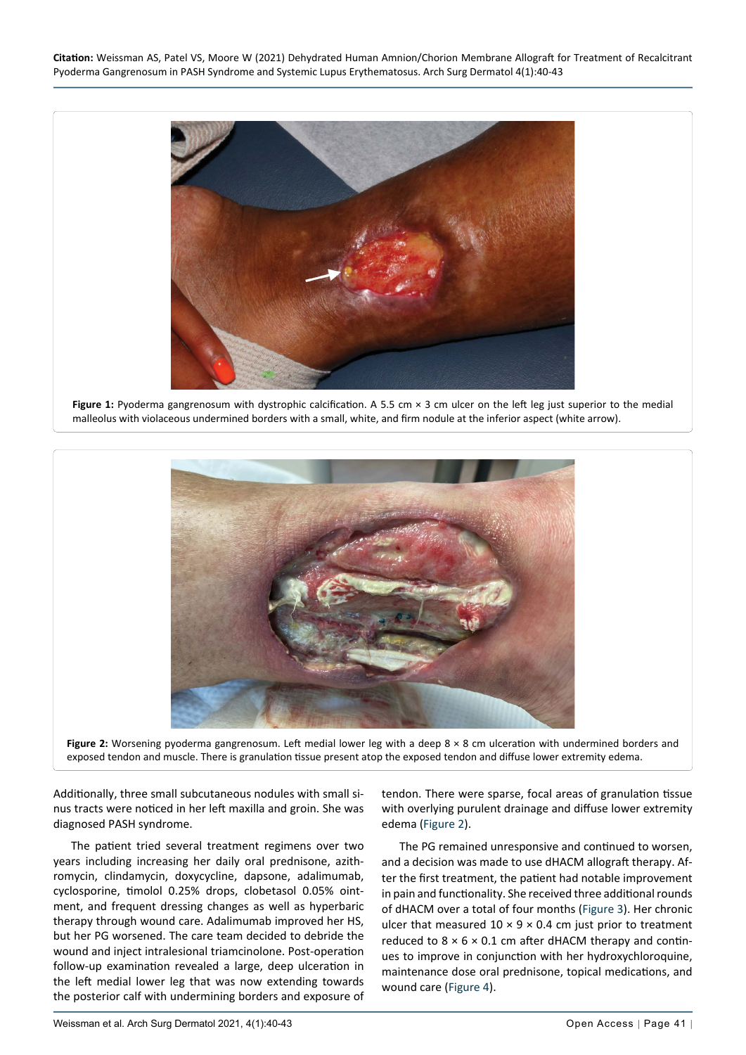**Figure 1:** Pyoderma gangrenosum with dystrophic calcification. A 5.5 cm × 3 cm ulcer on the left leg just superior to the medial malleolus with violaceous undermined borders with a small, white, and firm nodule at the inferior aspect (white arrow).

**Figure 2:** Worsening pyoderma gangrenosum. Left medial lower leg with a deep 8 × 8 cm ulceration with undermined borders and exposed tendon and muscle. There is granulation tissue present atop the exposed tendon and diffuse lower extremity edema.

Additionally, three small subcutaneous nodules with small sinus tracts were noticed in her left maxilla and groin. She was diagnosed PASH syndrome.

The patient tried several treatment regimens over two years including increasing her daily oral prednisone, azithromycin, clindamycin, doxycycline, dapsone, adalimumab, cyclosporine, timolol 0.25% drops, clobetasol 0.05% ointment, and frequent dressing changes as well as hyperbaric therapy through wound care. Adalimumab improved her HS, but her PG worsened. The care team decided to debride the wound and inject intralesional triamcinolone. Post-operation follow-up examination revealed a large, deep ulceration in the left medial lower leg that was now extending towards the posterior calf with undermining borders and exposure of tendon. There were sparse, focal areas of granulation tissue with overlying purulent drainage and diffuse lower extremity edema (Figure 2).

The PG remained unresponsive and continued to worsen, and a decision was made to use dHACM allograft therapy. After the first treatment, the patient had notable improvement in pain and functionality. She received three additional rounds of dHACM over a total of four months (Figure 3). Her chronic ulcer that measured 10 × 9 × 0.4 cm just prior to treatment reduced to 8 × 6 × 0.1 cm after dHACM therapy and continues to improve in conjunction with her hydroxychloroquine, maintenance dose oral prednisone, topical medications, and wound care (Figure 4).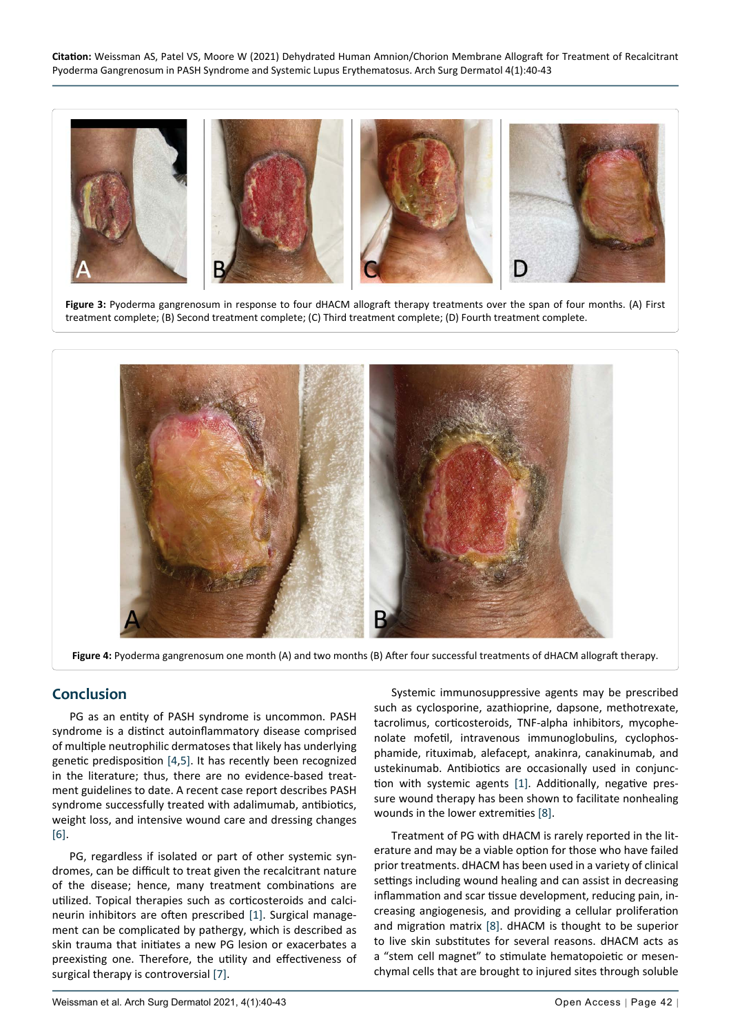**Figure 3:** Pyoderma gangrenosum in response to four dHACM allograft therapy treatments over the span of four months. (A) First treatment complete; (B) Second treatment complete; (C) Third treatment complete; (D) Fourth treatment complete.

**Figure 4:** Pyoderma gangrenosum one month (A) and two months (B) After four successful treatments of dHACM allograft therapy.

## Conclusion

PG as an entity of PASH syndrome is uncommon. PASH syndrome is a distinct autoinflammatory disease comprised of multiple neutrophilic dermatoses that likely has underlying genetic predisposition [4,5]. It has recently been recognized in the literature; thus, there are no evidence-based treatment guidelines to date. A recent case report describes PASH syndrome successfully treated with adalimumab, antibiotics, weight loss, and intensive wound care and dressing changes [6].

PG, regardless if isolated or part of other systemic syndromes, can be difficult to treat given the recalcitrant nature of the disease; hence, many treatment combinations are utilized. Topical therapies such as corticosteroids and calcineurin inhibitors are often prescribed [1]. Surgical management can be complicated by pathergy, which is described as skin trauma that initiates a new PG lesion or exacerbates a preexisting one. Therefore, the utility and effectiveness of surgical therapy is controversial [7].

Systemic immunosuppressive agents may be prescribed such as cyclosporine, azathioprine, dapsone, methotrexate, tacrolimus, corticosteroids, TNF-alpha inhibitors, mycophenolate mofetil, intravenous immunoglobulins, cyclophosphamide, rituximab, alefacept, anakinra, canakinumab, and ustekinumab. Antibiotics are occasionally used in conjunction with systemic agents [1]. Additionally, negative pressure wound therapy has been shown to facilitate nonhealing wounds in the lower extremities [8].

Treatment of PG with dHACM is rarely reported in the literature and may be a viable option for those who have failed prior treatments. dHACM has been used in a variety of clinical settings including wound healing and can assist in decreasing inflammation and scar tissue development, reducing pain, increasing angiogenesis, and providing a cellular proliferation and migration matrix [8]. dHACM is thought to be superior to live skin substitutes for several reasons. dHACM acts as a "stem cell magnet" to stimulate hematopoietic or mesenchymal cells that are brought to injured sites through soluble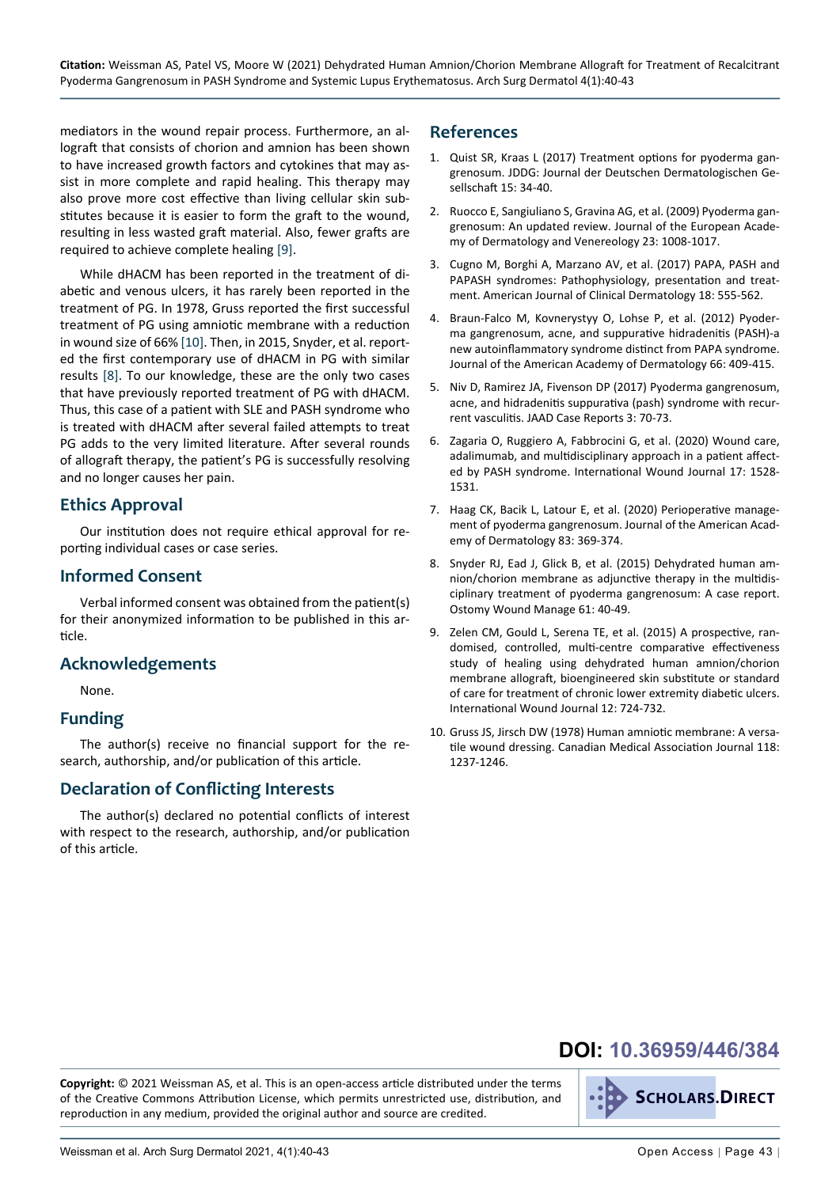mediators in the wound repair process. Furthermore, an allograft that consists of chorion and amnion has been shown to have increased growth factors and cytokines that may assist in more complete and rapid healing. This therapy may also prove more cost effective than living cellular skin substitutes because it is easier to form the graft to the wound, resulting in less wasted graft material. Also, fewer grafts are required to achieve complete healing [9].

While dHACM has been reported in the treatment of diabetic and venous ulcers, it has rarely been reported in the treatment of PG. In 1978, Gruss reported the first successful treatment of PG using amniotic membrane with a reduction in wound size of 66% [10]. Then, in 2015, Snyder, et al. reported the first contemporary use of dHACM in PG with similar results [8]. To our knowledge, these are the only two cases that have previously reported treatment of PG with dHACM. Thus, this case of a patient with SLE and PASH syndrome who is treated with dHACM after several failed attempts to treat PG adds to the very limited literature. After several rounds of allograft therapy, the patient's PG is successfully resolving and no longer causes her pain.

## Ethics Approval

Our institution does not require ethical approval for reporting individual cases or case series.

## Informed Consent

Verbal informed consent was obtained from the patient(s) for their anonymized information to be published in this article.

## Acknowledgements

None.

## Funding

The author(s) receive no financial support for the research, authorship, and/or publication of this article.

## Declaration of Conflicting Interests

The author(s) declared no potential conflicts of interest with respect to the research, authorship, and/or publication of this article.

## References

1. Quist SR, Kraas L (2017) Treatment options for pyoderma gangrenosum. JDDG: Journal der Deutschen Dermatologischen Gesellschaft 15: 34-40.
2. Ruocco E, Sangiuliano S, Gravina AG, et al. (2009) Pyoderma gangrenosum: An updated review. Journal of the European Academy of Dermatology and Venereology 23: 1008-1017.
3. Cugno M, Borghi A, Marzano AV, et al. (2017) PAPA, PASH and PAPASH syndromes: Pathophysiology, presentation and treatment. American Journal of Clinical Dermatology 18: 555-562.
4. Braun-Falco M, Kovnerystyy O, Lohse P, et al. (2012) Pyoderma gangrenosum, acne, and suppurative hidradenitis (PASH)-a new autoinflammatory syndrome distinct from PAPA syndrome. Journal of the American Academy of Dermatology 66: 409-415.
5. Niv D, Ramirez JA, Fivenson DP (2017) Pyoderma gangrenosum, acne, and hidradenitis suppurativa (pash) syndrome with recurrent vasculitis. JAAD Case Reports 3: 70-73.
6. Zagaria O, Ruggiero A, Fabbrocini G, et al. (2020) Wound care, adalimumab, and multidisciplinary approach in a patient affected by PASH syndrome. International Wound Journal 17: 1528-1531.
7. Haag CK, Bacik L, Latour E, et al. (2020) Perioperative management of pyoderma gangrenosum. Journal of the American Academy of Dermatology 83: 369-374.
8. Snyder RJ, Ead J, Glick B, et al. (2015) Dehydrated human amnion/chorion membrane as adjunctive therapy in the multidisciplinary treatment of pyoderma gangrenosum: A case report. Ostomy Wound Manage 61: 40-49.
9. Zelen CM, Gould L, Serena TE, et al. (2015) A prospective, randomised, controlled, multi-centre comparative effectiveness study of healing using dehydrated human amnion/chorion membrane allograft, bioengineered skin substitute or standard of care for treatment of chronic lower extremity diabetic ulcers. International Wound Journal 12: 724-732.
10. Gruss JS, Jirsch DW (1978) Human amniotic membrane: A versatile wound dressing. Canadian Medical Association Journal 118: 1237-1246.

**DOI: 10.36959/446/384**

**Copyright:** © 2021 Weissman AS, et al. This is an open-access article distributed under the terms of the Creative Commons Attribution License, which permits unrestricted use, distribution, and reproduction in any medium, provided the original author and source are credited.